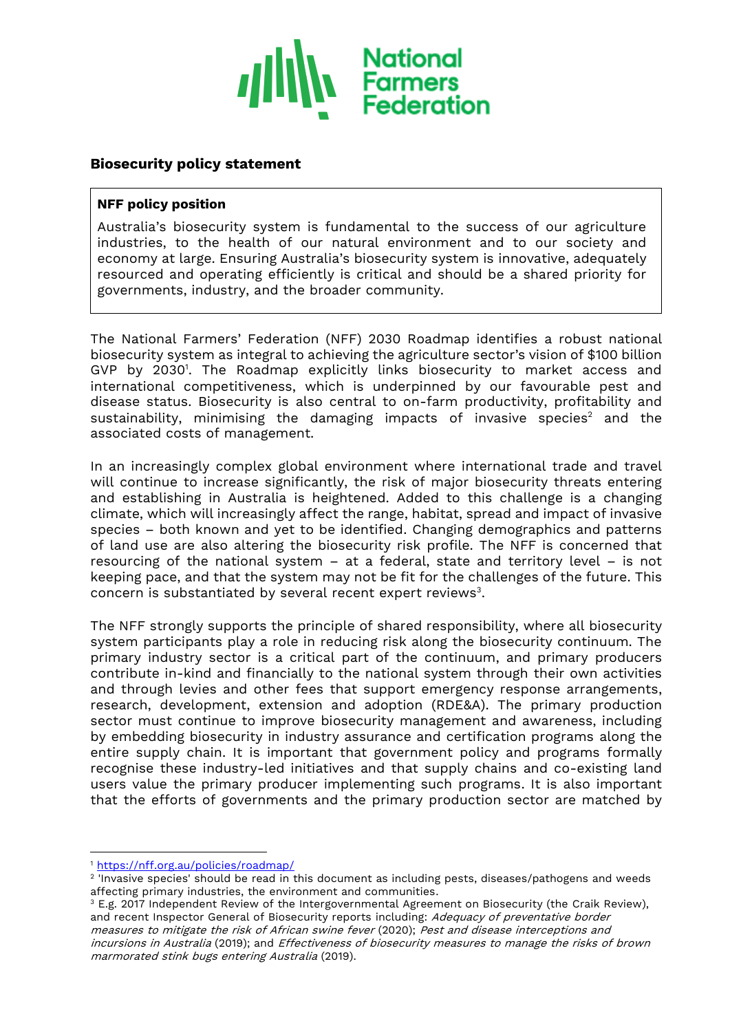National Farmers Federation

# Biosecurity policy statement

> **NFF policy position**
>
> Australia's biosecurity system is fundamental to the success of our agriculture industries, to the health of our natural environment and to our society and economy at large. Ensuring Australia's biosecurity system is innovative, adequately resourced and operating efficiently is critical and should be a shared priority for governments, industry, and the broader community.

The National Farmers' Federation (NFF) 2030 Roadmap identifies a robust national biosecurity system as integral to achieving the agriculture sector's vision of $100 billion GVP by 2030[1]. The Roadmap explicitly links biosecurity to market access and international competitiveness, which is underpinned by our favourable pest and disease status. Biosecurity is also central to on-farm productivity, profitability and sustainability, minimising the damaging impacts of invasive species[2] and the associated costs of management.

In an increasingly complex global environment where international trade and travel will continue to increase significantly, the risk of major biosecurity threats entering and establishing in Australia is heightened. Added to this challenge is a changing climate, which will increasingly affect the range, habitat, spread and impact of invasive species – both known and yet to be identified. Changing demographics and patterns of land use are also altering the biosecurity risk profile. The NFF is concerned that resourcing of the national system – at a federal, state and territory level – is not keeping pace, and that the system may not be fit for the challenges of the future. This concern is substantiated by several recent expert reviews[3].

The NFF strongly supports the principle of shared responsibility, where all biosecurity system participants play a role in reducing risk along the biosecurity continuum. The primary industry sector is a critical part of the continuum, and primary producers contribute in-kind and financially to the national system through their own activities and through levies and other fees that support emergency response arrangements, research, development, extension and adoption (RDE&A). The primary production sector must continue to improve biosecurity management and awareness, including by embedding biosecurity in industry assurance and certification programs along the entire supply chain. It is important that government policy and programs formally recognise these industry-led initiatives and that supply chains and co-existing land users value the primary producer implementing such programs. It is also important that the efforts of governments and the primary production sector are matched by

---

[1] https://nff.org.au/policies/roadmap/

[2] 'Invasive species' should be read in this document as including pests, diseases/pathogens and weeds affecting primary industries, the environment and communities.

[3] E.g. 2017 Independent Review of the Intergovernmental Agreement on Biosecurity (the Craik Review), and recent Inspector General of Biosecurity reports including: *Adequacy of preventative border measures to mitigate the risk of African swine fever* (2020); *Pest and disease interceptions and incursions in Australia* (2019); and *Effectiveness of biosecurity measures to manage the risks of brown marmorated stink bugs entering Australia* (2019).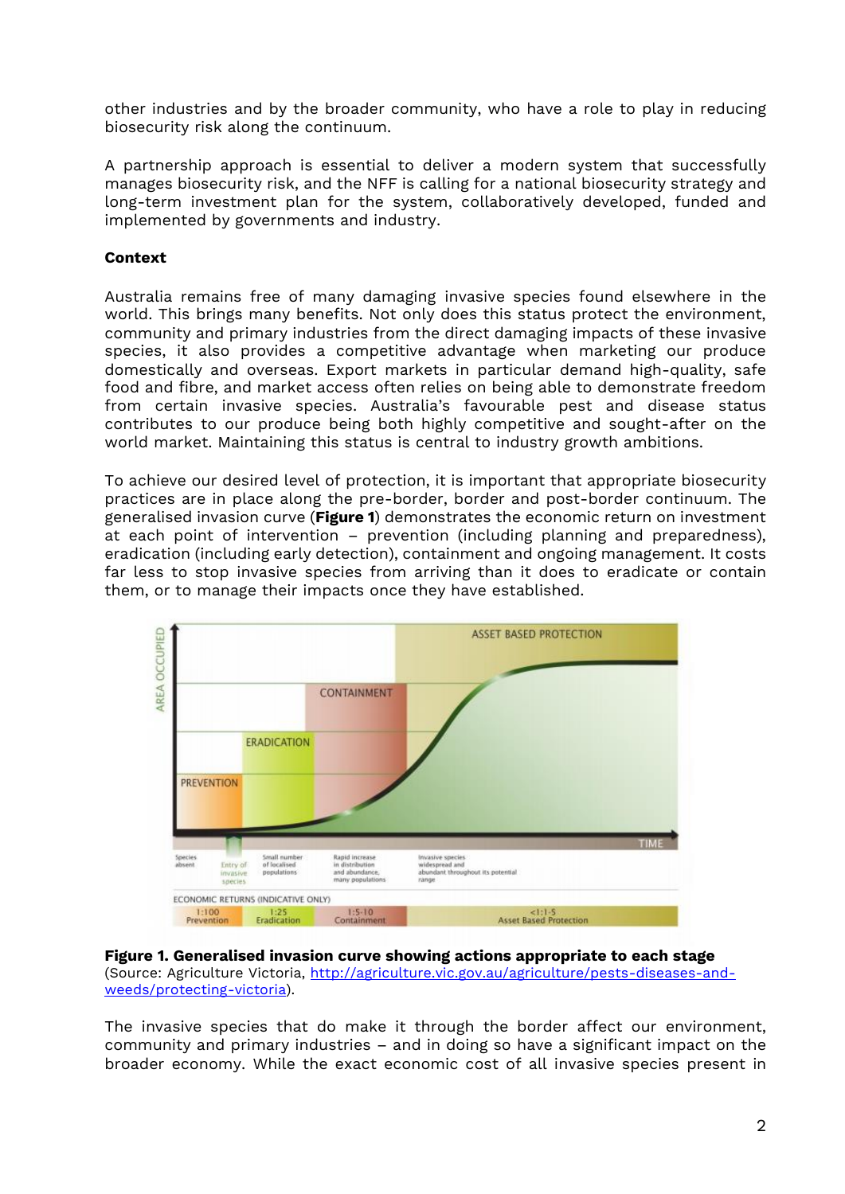other industries and by the broader community, who have a role to play in reducing biosecurity risk along the continuum.

A partnership approach is essential to deliver a modern system that successfully manages biosecurity risk, and the NFF is calling for a national biosecurity strategy and long-term investment plan for the system, collaboratively developed, funded and implemented by governments and industry.

**Context**

Australia remains free of many damaging invasive species found elsewhere in the world. This brings many benefits. Not only does this status protect the environment, community and primary industries from the direct damaging impacts of these invasive species, it also provides a competitive advantage when marketing our produce domestically and overseas. Export markets in particular demand high-quality, safe food and fibre, and market access often relies on being able to demonstrate freedom from certain invasive species. Australia's favourable pest and disease status contributes to our produce being both highly competitive and sought-after on the world market. Maintaining this status is central to industry growth ambitions.

To achieve our desired level of protection, it is important that appropriate biosecurity practices are in place along the pre-border, border and post-border continuum. The generalised invasion curve (**Figure 1**) demonstrates the economic return on investment at each point of intervention – prevention (including planning and preparedness), eradication (including early detection), containment and ongoing management. It costs far less to stop invasive species from arriving than it does to eradicate or contain them, or to manage their impacts once they have established.

**Figure 1. Generalised invasion curve showing actions appropriate to each stage**
(Source: Agriculture Victoria, http://agriculture.vic.gov.au/agriculture/pests-diseases-and-weeds/protecting-victoria).

The invasive species that do make it through the border affect our environment, community and primary industries – and in doing so have a significant impact on the broader economy. While the exact economic cost of all invasive species present in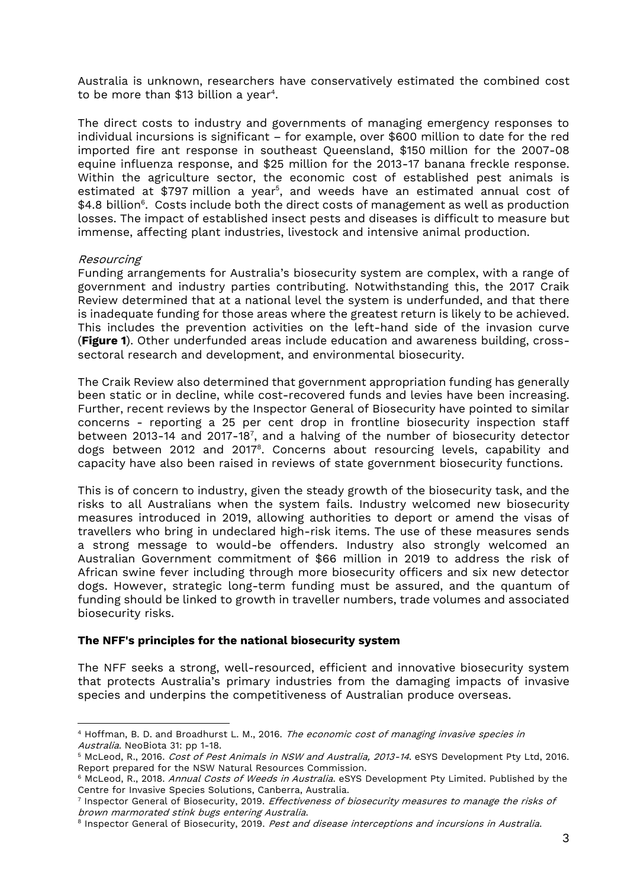Australia is unknown, researchers have conservatively estimated the combined cost to be more than $13 billion a year[4].

The direct costs to industry and governments of managing emergency responses to individual incursions is significant – for example, over $600 million to date for the red imported fire ant response in southeast Queensland, $150 million for the 2007-08 equine influenza response, and $25 million for the 2013-17 banana freckle response. Within the agriculture sector, the economic cost of established pest animals is estimated at $797 million a year[5], and weeds have an estimated annual cost of $4.8 billion[6]. Costs include both the direct costs of management as well as production losses. The impact of established insect pests and diseases is difficult to measure but immense, affecting plant industries, livestock and intensive animal production.

*Resourcing*

Funding arrangements for Australia's biosecurity system are complex, with a range of government and industry parties contributing. Notwithstanding this, the 2017 Craik Review determined that at a national level the system is underfunded, and that there is inadequate funding for those areas where the greatest return is likely to be achieved. This includes the prevention activities on the left-hand side of the invasion curve (**Figure 1**). Other underfunded areas include education and awareness building, cross-sectoral research and development, and environmental biosecurity.

The Craik Review also determined that government appropriation funding has generally been static or in decline, while cost-recovered funds and levies have been increasing. Further, recent reviews by the Inspector General of Biosecurity have pointed to similar concerns - reporting a 25 per cent drop in frontline biosecurity inspection staff between 2013-14 and 2017-18[7], and a halving of the number of biosecurity detector dogs between 2012 and 2017[8]. Concerns about resourcing levels, capability and capacity have also been raised in reviews of state government biosecurity functions.

This is of concern to industry, given the steady growth of the biosecurity task, and the risks to all Australians when the system fails. Industry welcomed new biosecurity measures introduced in 2019, allowing authorities to deport or amend the visas of travellers who bring in undeclared high-risk items. The use of these measures sends a strong message to would-be offenders. Industry also strongly welcomed an Australian Government commitment of $66 million in 2019 to address the risk of African swine fever including through more biosecurity officers and six new detector dogs. However, strategic long-term funding must be assured, and the quantum of funding should be linked to growth in traveller numbers, trade volumes and associated biosecurity risks.

**The NFF's principles for the national biosecurity system**

The NFF seeks a strong, well-resourced, efficient and innovative biosecurity system that protects Australia's primary industries from the damaging impacts of invasive species and underpins the competitiveness of Australian produce overseas.

---

[4] Hoffman, B. D. and Broadhurst L. M., 2016. *The economic cost of managing invasive species in Australia*. NeoBiota 31: pp 1-18.

[5] McLeod, R., 2016. *Cost of Pest Animals in NSW and Australia, 2013-14*. eSYS Development Pty Ltd, 2016. Report prepared for the NSW Natural Resources Commission.

[6] McLeod, R., 2018. *Annual Costs of Weeds in Australia*. eSYS Development Pty Limited. Published by the Centre for Invasive Species Solutions, Canberra, Australia.

[7] Inspector General of Biosecurity, 2019. *Effectiveness of biosecurity measures to manage the risks of brown marmorated stink bugs entering Australia*.

[8] Inspector General of Biosecurity, 2019. *Pest and disease interceptions and incursions in Australia*.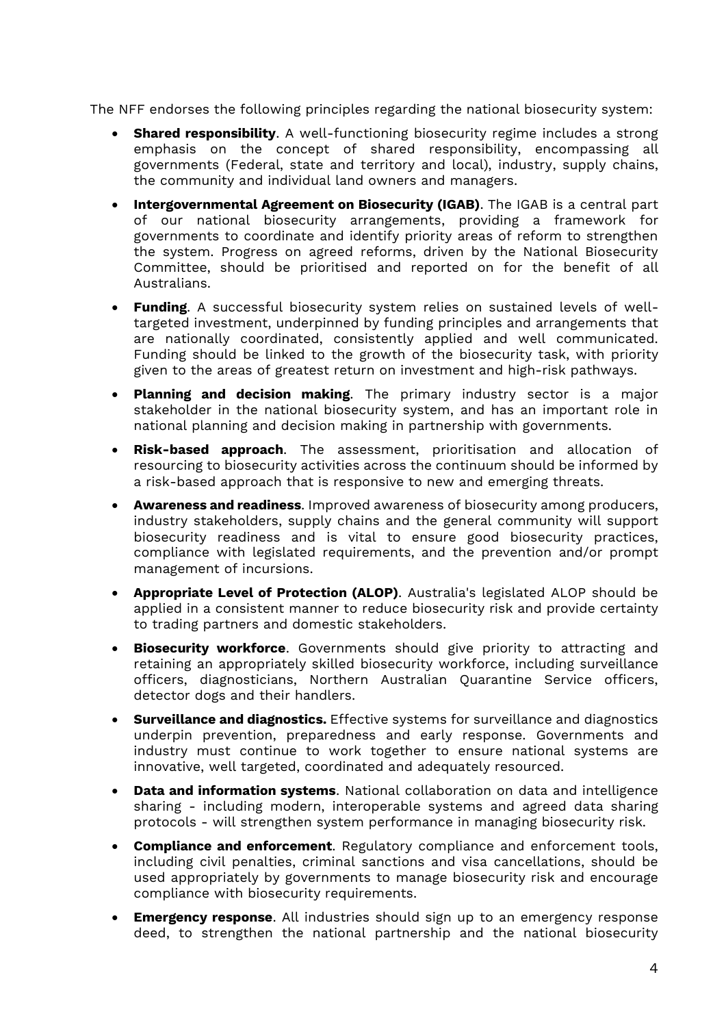The NFF endorses the following principles regarding the national biosecurity system:

- **Shared responsibility**. A well-functioning biosecurity regime includes a strong emphasis on the concept of shared responsibility, encompassing all governments (Federal, state and territory and local), industry, supply chains, the community and individual land owners and managers.
- **Intergovernmental Agreement on Biosecurity (IGAB)**. The IGAB is a central part of our national biosecurity arrangements, providing a framework for governments to coordinate and identify priority areas of reform to strengthen the system. Progress on agreed reforms, driven by the National Biosecurity Committee, should be prioritised and reported on for the benefit of all Australians.
- **Funding**. A successful biosecurity system relies on sustained levels of well-targeted investment, underpinned by funding principles and arrangements that are nationally coordinated, consistently applied and well communicated. Funding should be linked to the growth of the biosecurity task, with priority given to the areas of greatest return on investment and high-risk pathways.
- **Planning and decision making**. The primary industry sector is a major stakeholder in the national biosecurity system, and has an important role in national planning and decision making in partnership with governments.
- **Risk-based approach**. The assessment, prioritisation and allocation of resourcing to biosecurity activities across the continuum should be informed by a risk-based approach that is responsive to new and emerging threats.
- **Awareness and readiness**. Improved awareness of biosecurity among producers, industry stakeholders, supply chains and the general community will support biosecurity readiness and is vital to ensure good biosecurity practices, compliance with legislated requirements, and the prevention and/or prompt management of incursions.
- **Appropriate Level of Protection (ALOP)**. Australia's legislated ALOP should be applied in a consistent manner to reduce biosecurity risk and provide certainty to trading partners and domestic stakeholders.
- **Biosecurity workforce**. Governments should give priority to attracting and retaining an appropriately skilled biosecurity workforce, including surveillance officers, diagnosticians, Northern Australian Quarantine Service officers, detector dogs and their handlers.
- **Surveillance and diagnostics.** Effective systems for surveillance and diagnostics underpin prevention, preparedness and early response. Governments and industry must continue to work together to ensure national systems are innovative, well targeted, coordinated and adequately resourced.
- **Data and information systems**. National collaboration on data and intelligence sharing - including modern, interoperable systems and agreed data sharing protocols - will strengthen system performance in managing biosecurity risk.
- **Compliance and enforcement**. Regulatory compliance and enforcement tools, including civil penalties, criminal sanctions and visa cancellations, should be used appropriately by governments to manage biosecurity risk and encourage compliance with biosecurity requirements.
- **Emergency response**. All industries should sign up to an emergency response deed, to strengthen the national partnership and the national biosecurity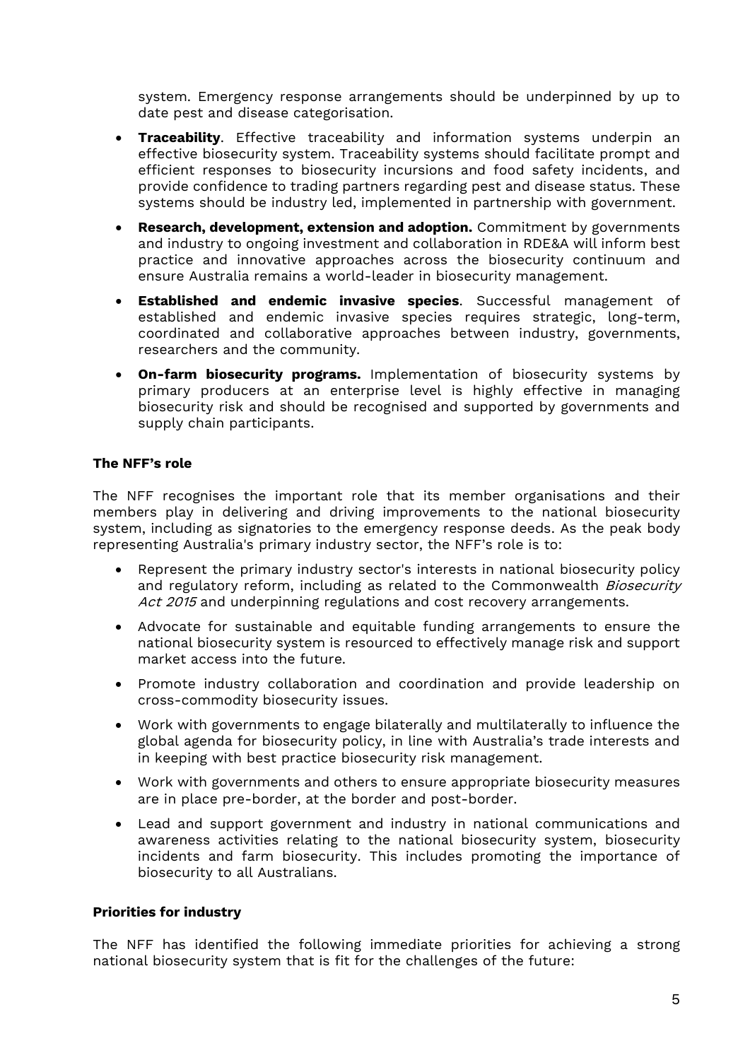system. Emergency response arrangements should be underpinned by up to date pest and disease categorisation.

- **Traceability**. Effective traceability and information systems underpin an effective biosecurity system. Traceability systems should facilitate prompt and efficient responses to biosecurity incursions and food safety incidents, and provide confidence to trading partners regarding pest and disease status. These systems should be industry led, implemented in partnership with government.
- **Research, development, extension and adoption.** Commitment by governments and industry to ongoing investment and collaboration in RDE&A will inform best practice and innovative approaches across the biosecurity continuum and ensure Australia remains a world-leader in biosecurity management.
- **Established and endemic invasive species**. Successful management of established and endemic invasive species requires strategic, long-term, coordinated and collaborative approaches between industry, governments, researchers and the community.
- **On-farm biosecurity programs.** Implementation of biosecurity systems by primary producers at an enterprise level is highly effective in managing biosecurity risk and should be recognised and supported by governments and supply chain participants.

**The NFF's role**

The NFF recognises the important role that its member organisations and their members play in delivering and driving improvements to the national biosecurity system, including as signatories to the emergency response deeds. As the peak body representing Australia's primary industry sector, the NFF's role is to:

- Represent the primary industry sector's interests in national biosecurity policy and regulatory reform, including as related to the Commonwealth *Biosecurity Act 2015* and underpinning regulations and cost recovery arrangements.
- Advocate for sustainable and equitable funding arrangements to ensure the national biosecurity system is resourced to effectively manage risk and support market access into the future.
- Promote industry collaboration and coordination and provide leadership on cross-commodity biosecurity issues.
- Work with governments to engage bilaterally and multilaterally to influence the global agenda for biosecurity policy, in line with Australia's trade interests and in keeping with best practice biosecurity risk management.
- Work with governments and others to ensure appropriate biosecurity measures are in place pre-border, at the border and post-border.
- Lead and support government and industry in national communications and awareness activities relating to the national biosecurity system, biosecurity incidents and farm biosecurity. This includes promoting the importance of biosecurity to all Australians.

**Priorities for industry**

The NFF has identified the following immediate priorities for achieving a strong national biosecurity system that is fit for the challenges of the future: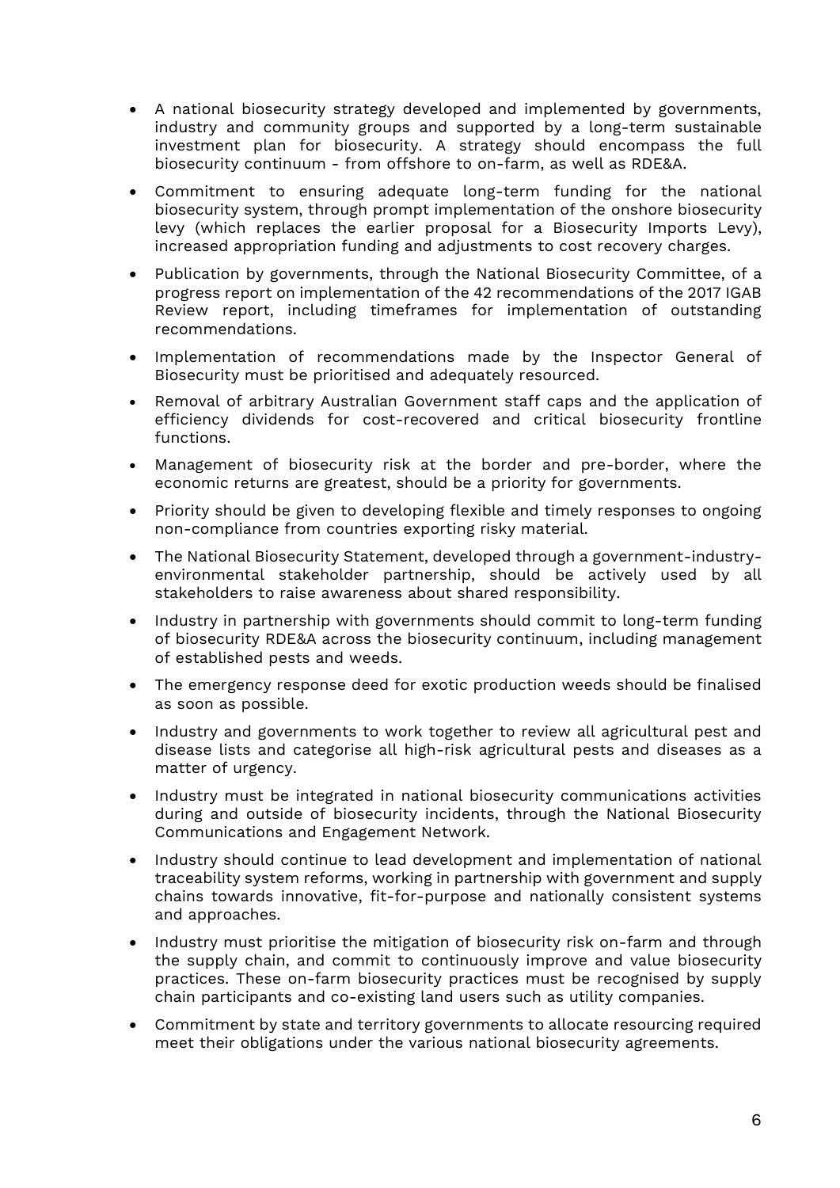- A national biosecurity strategy developed and implemented by governments, industry and community groups and supported by a long-term sustainable investment plan for biosecurity. A strategy should encompass the full biosecurity continuum - from offshore to on-farm, as well as RDE&A.
- Commitment to ensuring adequate long-term funding for the national biosecurity system, through prompt implementation of the onshore biosecurity levy (which replaces the earlier proposal for a Biosecurity Imports Levy), increased appropriation funding and adjustments to cost recovery charges.
- Publication by governments, through the National Biosecurity Committee, of a progress report on implementation of the 42 recommendations of the 2017 IGAB Review report, including timeframes for implementation of outstanding recommendations.
- Implementation of recommendations made by the Inspector General of Biosecurity must be prioritised and adequately resourced.
- Removal of arbitrary Australian Government staff caps and the application of efficiency dividends for cost-recovered and critical biosecurity frontline functions.
- Management of biosecurity risk at the border and pre-border, where the economic returns are greatest, should be a priority for governments.
- Priority should be given to developing flexible and timely responses to ongoing non-compliance from countries exporting risky material.
- The National Biosecurity Statement, developed through a government-industry-environmental stakeholder partnership, should be actively used by all stakeholders to raise awareness about shared responsibility.
- Industry in partnership with governments should commit to long-term funding of biosecurity RDE&A across the biosecurity continuum, including management of established pests and weeds.
- The emergency response deed for exotic production weeds should be finalised as soon as possible.
- Industry and governments to work together to review all agricultural pest and disease lists and categorise all high-risk agricultural pests and diseases as a matter of urgency.
- Industry must be integrated in national biosecurity communications activities during and outside of biosecurity incidents, through the National Biosecurity Communications and Engagement Network.
- Industry should continue to lead development and implementation of national traceability system reforms, working in partnership with government and supply chains towards innovative, fit-for-purpose and nationally consistent systems and approaches.
- Industry must prioritise the mitigation of biosecurity risk on-farm and through the supply chain, and commit to continuously improve and value biosecurity practices. These on-farm biosecurity practices must be recognised by supply chain participants and co-existing land users such as utility companies.
- Commitment by state and territory governments to allocate resourcing required meet their obligations under the various national biosecurity agreements.